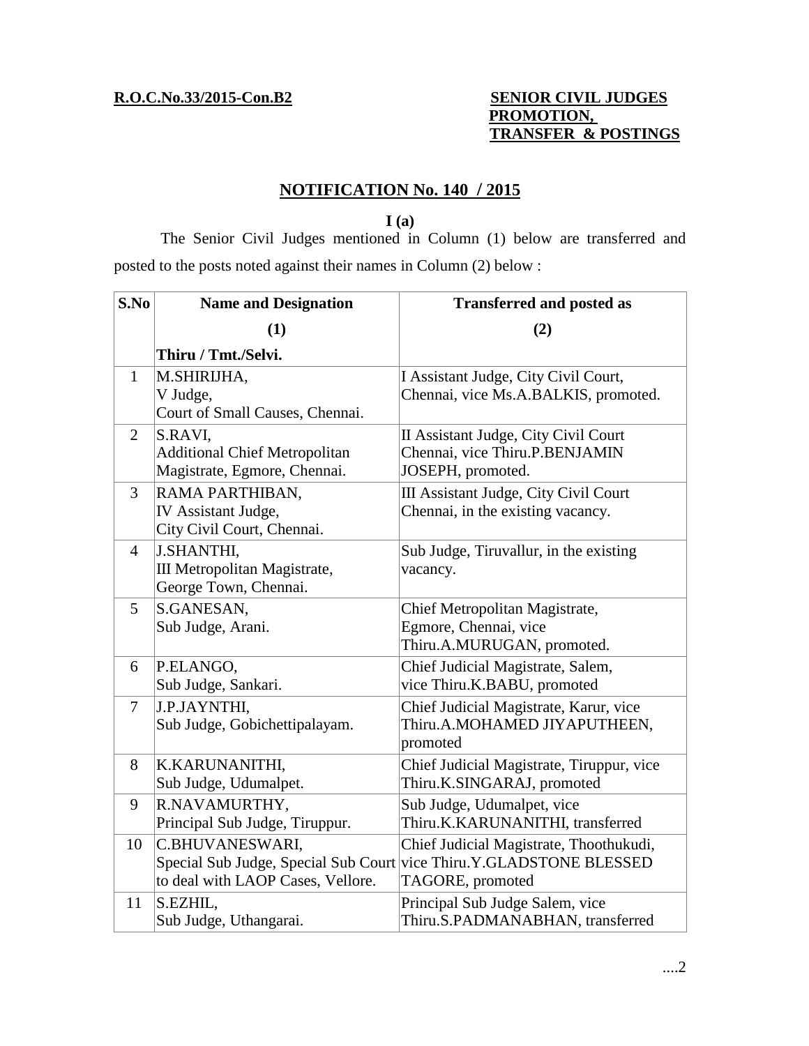**R.O.C.No.33/2015-Con.B2**

**SENIOR CIVIL JUDGES PROMOTION, TRANSFER & POSTINGS**

## NOTIFICATION No. 140 / 2015

**I (a)**

The Senior Civil Judges mentioned in Column (1) below are transferred and posted to the posts noted against their names in Column (2) below :

| S.No | Name and Designation | Transferred and posted as |
|---|---|---|
| | (1) | (2) |
| | Thiru / Tmt./Selvi. | |
| 1 | M.SHIRIJHA, V Judge, Court of Small Causes, Chennai. | I Assistant Judge, City Civil Court, Chennai, vice Ms.A.BALKIS, promoted. |
| 2 | S.RAVI, Additional Chief Metropolitan Magistrate, Egmore, Chennai. | II Assistant Judge, City Civil Court Chennai, vice Thiru.P.BENJAMIN JOSEPH, promoted. |
| 3 | RAMA PARTHIBAN, IV Assistant Judge, City Civil Court, Chennai. | III Assistant Judge, City Civil Court Chennai, in the existing vacancy. |
| 4 | J.SHANTHI, III Metropolitan Magistrate, George Town, Chennai. | Sub Judge, Tiruvallur, in the existing vacancy. |
| 5 | S.GANESAN, Sub Judge, Arani. | Chief Metropolitan Magistrate, Egmore, Chennai, vice Thiru.A.MURUGAN, promoted. |
| 6 | P.ELANGO, Sub Judge, Sankari. | Chief Judicial Magistrate, Salem, vice Thiru.K.BABU, promoted |
| 7 | J.P.JAYNTHI, Sub Judge, Gobichettipalayam. | Chief Judicial Magistrate, Karur, vice Thiru.A.MOHAMED JIYAPUTHEEN, promoted |
| 8 | K.KARUNANITHI, Sub Judge, Udumalpet. | Chief Judicial Magistrate, Tiruppur, vice Thiru.K.SINGARAJ, promoted |
| 9 | R.NAVAMURTHY, Principal Sub Judge, Tiruppur. | Sub Judge, Udumalpet, vice Thiru.K.KARUNANITHI, transferred |
| 10 | C.BHUVANESWARI, Special Sub Judge, Special Sub Court to deal with LAOP Cases, Vellore. | Chief Judicial Magistrate, Thoothukudi, vice Thiru.Y.GLADSTONE BLESSED TAGORE, promoted |
| 11 | S.EZHIL, Sub Judge, Uthangarai. | Principal Sub Judge Salem, vice Thiru.S.PADMANABHAN, transferred |

....2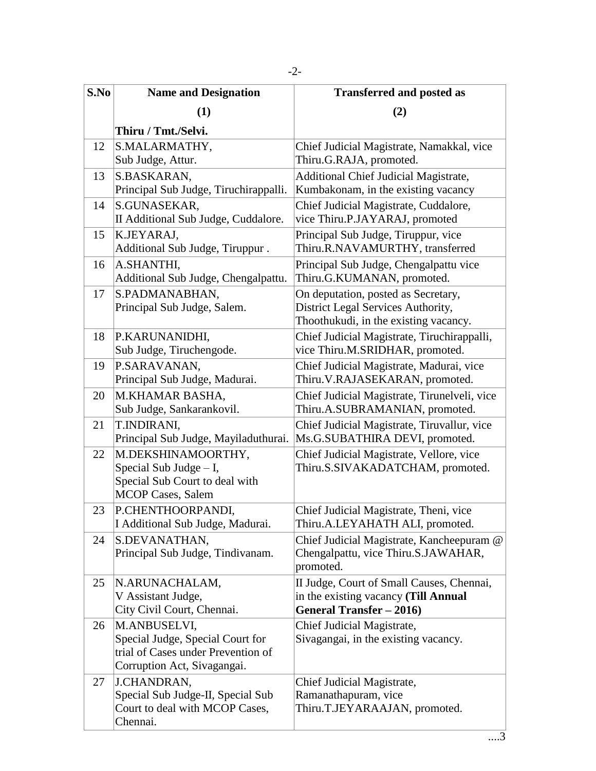| S.No | Name and Designation | Transferred and posted as |
|---|---|---|
| | (1) | (2) |
| | **Thiru / Tmt./Selvi.** | |
| 12 | S.MALARMATHY, Sub Judge, Attur. | Chief Judicial Magistrate, Namakkal, vice Thiru.G.RAJA, promoted. |
| 13 | S.BASKARAN, Principal Sub Judge, Tiruchirappalli. | Additional Chief Judicial Magistrate, Kumbakonam, in the existing vacancy |
| 14 | S.GUNASEKAR, II Additional Sub Judge, Cuddalore. | Chief Judicial Magistrate, Cuddalore, vice Thiru.P.JAYARAJ, promoted |
| 15 | K.JEYARAJ, Additional Sub Judge, Tiruppur . | Principal Sub Judge, Tiruppur, vice Thiru.R.NAVAMURTHY, transferred |
| 16 | A.SHANTHI, Additional Sub Judge, Chengalpattu. | Principal Sub Judge, Chengalpattu vice Thiru.G.KUMANAN, promoted. |
| 17 | S.PADMANABHAN, Principal Sub Judge, Salem. | On deputation, posted as Secretary, District Legal Services Authority, Thoothukudi, in the existing vacancy. |
| 18 | P.KARUNANIDHI, Sub Judge, Tiruchengode. | Chief Judicial Magistrate, Tiruchirappalli, vice Thiru.M.SRIDHAR, promoted. |
| 19 | P.SARAVANAN, Principal Sub Judge, Madurai. | Chief Judicial Magistrate, Madurai, vice Thiru.V.RAJASEKARAN, promoted. |
| 20 | M.KHAMAR BASHA, Sub Judge, Sankarankovil. | Chief Judicial Magistrate, Tirunelveli, vice Thiru.A.SUBRAMANIAN, promoted. |
| 21 | T.INDIRANI, Principal Sub Judge, Mayiladuthurai. | Chief Judicial Magistrate, Tiruvallur, vice Ms.G.SUBATHIRA DEVI, promoted. |
| 22 | M.DEKSHINAMOORTHY, Special Sub Judge – I, Special Sub Court to deal with MCOP Cases, Salem | Chief Judicial Magistrate, Vellore, vice Thiru.S.SIVAKADATCHAM, promoted. |
| 23 | P.CHENTHOORPANDI, I Additional Sub Judge, Madurai. | Chief Judicial Magistrate, Theni, vice Thiru.A.LEYAHATH ALI, promoted. |
| 24 | S.DEVANATHAN, Principal Sub Judge, Tindivanam. | Chief Judicial Magistrate, Kancheepuram @ Chengalpattu, vice Thiru.S.JAWAHAR, promoted. |
| 25 | N.ARUNACHALAM, V Assistant Judge, City Civil Court, Chennai. | II Judge, Court of Small Causes, Chennai, in the existing vacancy **(Till Annual General Transfer – 2016)** |
| 26 | M.ANBUSELVI, Special Judge, Special Court for trial of Cases under Prevention of Corruption Act, Sivagangai. | Chief Judicial Magistrate, Sivagangai, in the existing vacancy. |
| 27 | J.CHANDRAN, Special Sub Judge-II, Special Sub Court to deal with MCOP Cases, Chennai. | Chief Judicial Magistrate, Ramanathapuram, vice Thiru.T.JEYARAAJAN, promoted. |

....3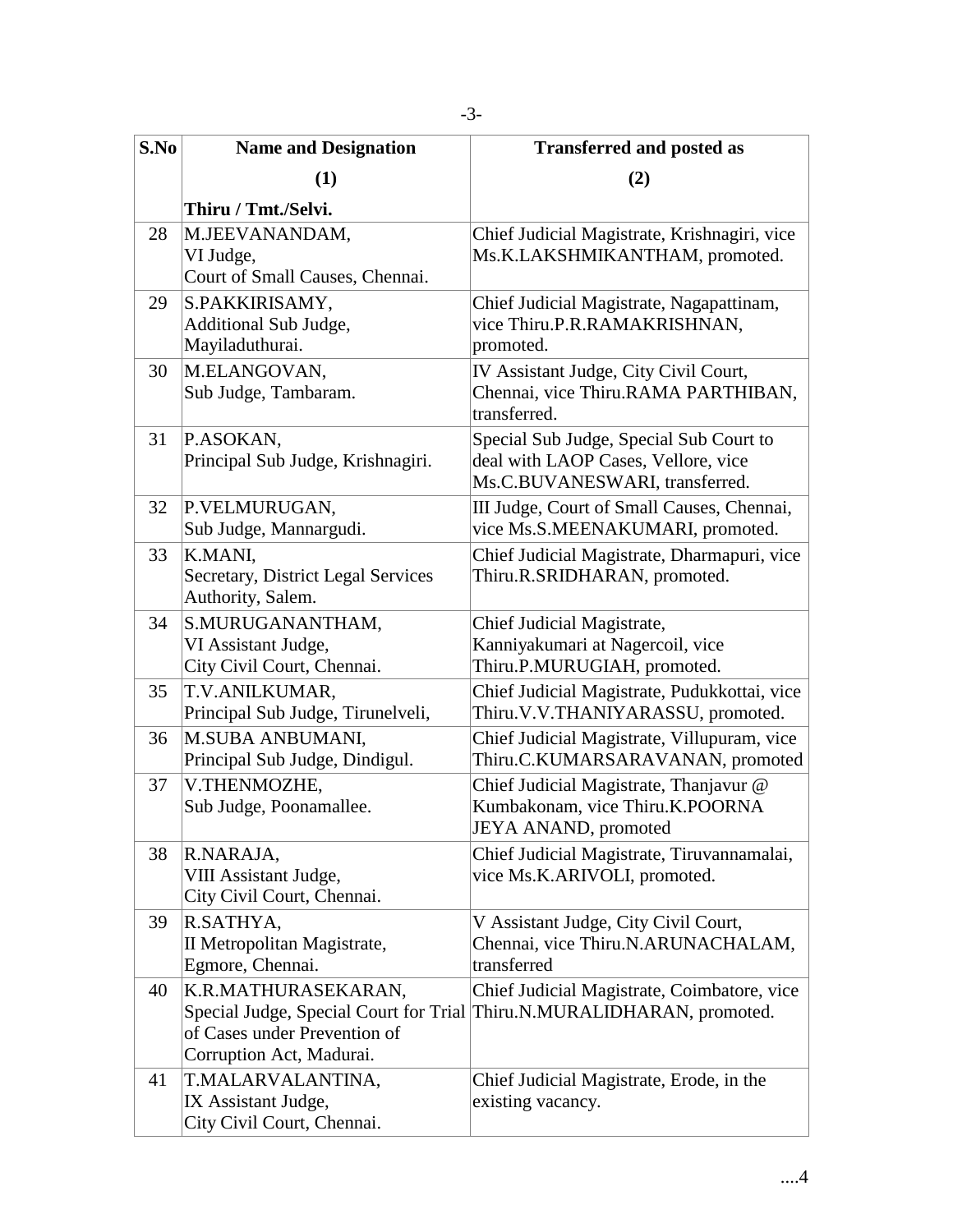| S.No | Name and Designation | Transferred and posted as |
|---|---|---|
| | (1) | (2) |
| | Thiru / Tmt./Selvi. | |
| 28 | M.JEEVANANDAM, VI Judge, Court of Small Causes, Chennai. | Chief Judicial Magistrate, Krishnagiri, vice Ms.K.LAKSHMIKANTHAM, promoted. |
| 29 | S.PAKKIRISAMY, Additional Sub Judge, Mayiladuthurai. | Chief Judicial Magistrate, Nagapattinam, vice Thiru.P.R.RAMAKRISHNAN, promoted. |
| 30 | M.ELANGOVAN, Sub Judge, Tambaram. | IV Assistant Judge, City Civil Court, Chennai, vice Thiru.RAMA PARTHIBAN, transferred. |
| 31 | P.ASOKAN, Principal Sub Judge, Krishnagiri. | Special Sub Judge, Special Sub Court to deal with LAOP Cases, Vellore, vice Ms.C.BUVANESWARI, transferred. |
| 32 | P.VELMURUGAN, Sub Judge, Mannargudi. | III Judge, Court of Small Causes, Chennai, vice Ms.S.MEENAKUMARI, promoted. |
| 33 | K.MANI, Secretary, District Legal Services Authority, Salem. | Chief Judicial Magistrate, Dharmapuri, vice Thiru.R.SRIDHARAN, promoted. |
| 34 | S.MURUGANANTHAM, VI Assistant Judge, City Civil Court, Chennai. | Chief Judicial Magistrate, Kanniyakumari at Nagercoil, vice Thiru.P.MURUGIAH, promoted. |
| 35 | T.V.ANILKUMAR, Principal Sub Judge, Tirunelveli, | Chief Judicial Magistrate, Pudukkottai, vice Thiru.V.V.THANIYARASSU, promoted. |
| 36 | M.SUBA ANBUMANI, Principal Sub Judge, Dindigul. | Chief Judicial Magistrate, Villupuram, vice Thiru.C.KUMARSARAVANAN, promoted |
| 37 | V.THENMOZHE, Sub Judge, Poonamallee. | Chief Judicial Magistrate, Thanjavur @ Kumbakonam, vice Thiru.K.POORNA JEYA ANAND, promoted |
| 38 | R.NARAJA, VIII Assistant Judge, City Civil Court, Chennai. | Chief Judicial Magistrate, Tiruvannamalai, vice Ms.K.ARIVOLI, promoted. |
| 39 | R.SATHYA, II Metropolitan Magistrate, Egmore, Chennai. | V Assistant Judge, City Civil Court, Chennai, vice Thiru.N.ARUNACHALAM, transferred |
| 40 | K.R.MATHURASEKARAN, Special Judge, Special Court for Trial of Cases under Prevention of Corruption Act, Madurai. | Chief Judicial Magistrate, Coimbatore, vice Thiru.N.MURALIDHARAN, promoted. |
| 41 | T.MALARVALANTINA, IX Assistant Judge, City Civil Court, Chennai. | Chief Judicial Magistrate, Erode, in the existing vacancy. |

....4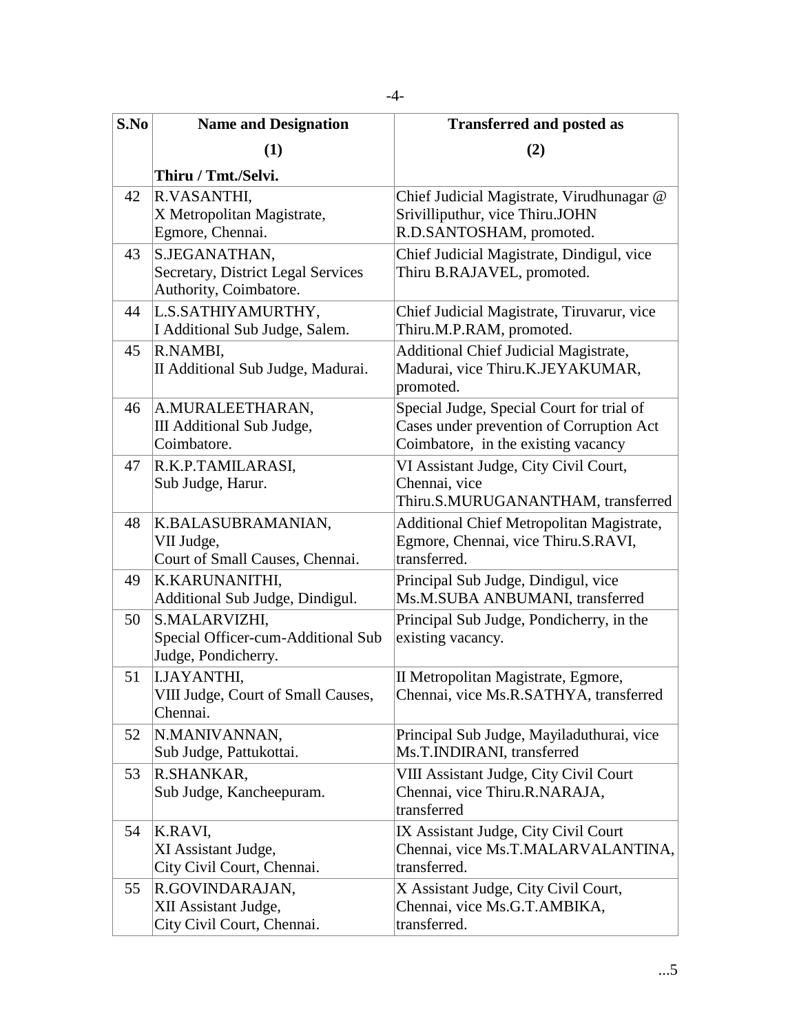| S.No | Name and Designation | Transferred and posted as |
|---|---|---|
| | (1) | (2) |
| | Thiru / Tmt./Selvi. | |
| 42 | R.VASANTHI, X Metropolitan Magistrate, Egmore, Chennai. | Chief Judicial Magistrate, Virudhunagar @ Srivilliputhur, vice Thiru.JOHN R.D.SANTOSHAM, promoted. |
| 43 | S.JEGANATHAN, Secretary, District Legal Services Authority, Coimbatore. | Chief Judicial Magistrate, Dindigul, vice Thiru B.RAJAVEL, promoted. |
| 44 | L.S.SATHIYAMURTHY, I Additional Sub Judge, Salem. | Chief Judicial Magistrate, Tiruvarur, vice Thiru.M.P.RAM, promoted. |
| 45 | R.NAMBI, II Additional Sub Judge, Madurai. | Additional Chief Judicial Magistrate, Madurai, vice Thiru.K.JEYAKUMAR, promoted. |
| 46 | A.MURALEETHARAN, III Additional Sub Judge, Coimbatore. | Special Judge, Special Court for trial of Cases under prevention of Corruption Act Coimbatore, in the existing vacancy |
| 47 | R.K.P.TAMILARASI, Sub Judge, Harur. | VI Assistant Judge, City Civil Court, Chennai, vice Thiru.S.MURUGANANTHAM, transferred |
| 48 | K.BALASUBRAMANIAN, VII Judge, Court of Small Causes, Chennai. | Additional Chief Metropolitan Magistrate, Egmore, Chennai, vice Thiru.S.RAVI, transferred. |
| 49 | K.KARUNANITHI, Additional Sub Judge, Dindigul. | Principal Sub Judge, Dindigul, vice Ms.M.SUBA ANBUMANI, transferred |
| 50 | S.MALARVIZHI, Special Officer-cum-Additional Sub Judge, Pondicherry. | Principal Sub Judge, Pondicherry, in the existing vacancy. |
| 51 | I.JAYANTHI, VIII Judge, Court of Small Causes, Chennai. | II Metropolitan Magistrate, Egmore, Chennai, vice Ms.R.SATHYA, transferred |
| 52 | N.MANIVANNAN, Sub Judge, Pattukottai. | Principal Sub Judge, Mayiladuthurai, vice Ms.T.INDIRANI, transferred |
| 53 | R.SHANKAR, Sub Judge, Kancheepuram. | VIII Assistant Judge, City Civil Court Chennai, vice Thiru.R.NARAJA, transferred |
| 54 | K.RAVI, XI Assistant Judge, City Civil Court, Chennai. | IX Assistant Judge, City Civil Court Chennai, vice Ms.T.MALARVALANTINA, transferred. |
| 55 | R.GOVINDARAJAN, XII Assistant Judge, City Civil Court, Chennai. | X Assistant Judge, City Civil Court, Chennai, vice Ms.G.T.AMBIKA, transferred. |

...5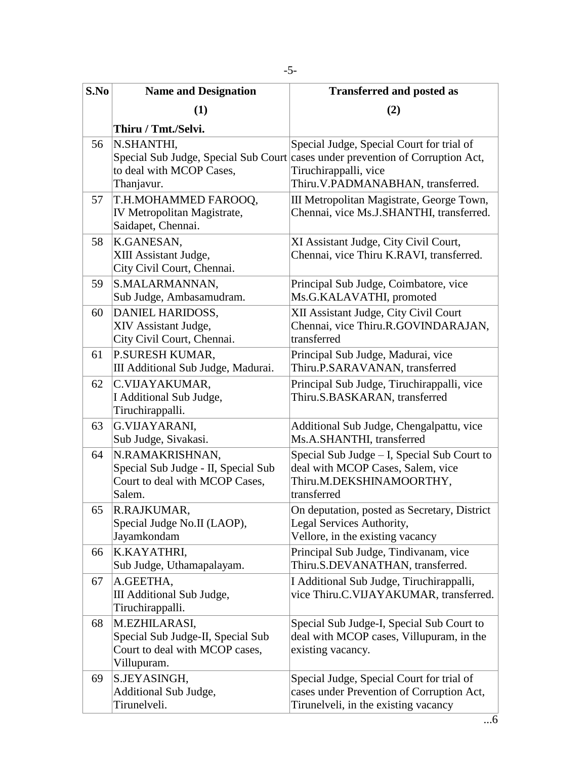| S.No | Name and Designation | Transferred and posted as |
|---|---|---|
| | (1) | (2) |
| | **Thiru / Tmt./Selvi.** | |
| 56 | N.SHANTHI, Special Sub Judge, Special Sub Court to deal with MCOP Cases, Thanjavur. | Special Judge, Special Court for trial of cases under prevention of Corruption Act, Tiruchirappalli, vice Thiru.V.PADMANABHAN, transferred. |
| 57 | T.H.MOHAMMED FAROOQ, IV Metropolitan Magistrate, Saidapet, Chennai. | III Metropolitan Magistrate, George Town, Chennai, vice Ms.J.SHANTHI, transferred. |
| 58 | K.GANESAN, XIII Assistant Judge, City Civil Court, Chennai. | XI Assistant Judge, City Civil Court, Chennai, vice Thiru K.RAVI, transferred. |
| 59 | S.MALARMANNAN, Sub Judge, Ambasamudram. | Principal Sub Judge, Coimbatore, vice Ms.G.KALAVATHI, promoted |
| 60 | DANIEL HARIDOSS, XIV Assistant Judge, City Civil Court, Chennai. | XII Assistant Judge, City Civil Court Chennai, vice Thiru.R.GOVINDARAJAN, transferred |
| 61 | P.SURESH KUMAR, III Additional Sub Judge, Madurai. | Principal Sub Judge, Madurai, vice Thiru.P.SARAVANAN, transferred |
| 62 | C.VIJAYAKUMAR, I Additional Sub Judge, Tiruchirappalli. | Principal Sub Judge, Tiruchirappalli, vice Thiru.S.BASKARAN, transferred |
| 63 | G.VIJAYARANI, Sub Judge, Sivakasi. | Additional Sub Judge, Chengalpattu, vice Ms.A.SHANTHI, transferred |
| 64 | N.RAMAKRISHNAN, Special Sub Judge - II, Special Sub Court to deal with MCOP Cases, Salem. | Special Sub Judge – I, Special Sub Court to deal with MCOP Cases, Salem, vice Thiru.M.DEKSHINAMOORTHY, transferred |
| 65 | R.RAJKUMAR, Special Judge No.II (LAOP), Jayamkondam | On deputation, posted as Secretary, District Legal Services Authority, Vellore, in the existing vacancy |
| 66 | K.KAYATHRI, Sub Judge, Uthamapalayam. | Principal Sub Judge, Tindivanam, vice Thiru.S.DEVANATHAN, transferred. |
| 67 | A.GEETHA, III Additional Sub Judge, Tiruchirappalli. | I Additional Sub Judge, Tiruchirappalli, vice Thiru.C.VIJAYAKUMAR, transferred. |
| 68 | M.EZHILARASI, Special Sub Judge-II, Special Sub Court to deal with MCOP cases, Villupuram. | Special Sub Judge-I, Special Sub Court to deal with MCOP cases, Villupuram, in the existing vacancy. |
| 69 | S.JEYASINGH, Additional Sub Judge, Tirunelveli. | Special Judge, Special Court for trial of cases under Prevention of Corruption Act, Tirunelveli, in the existing vacancy |

...6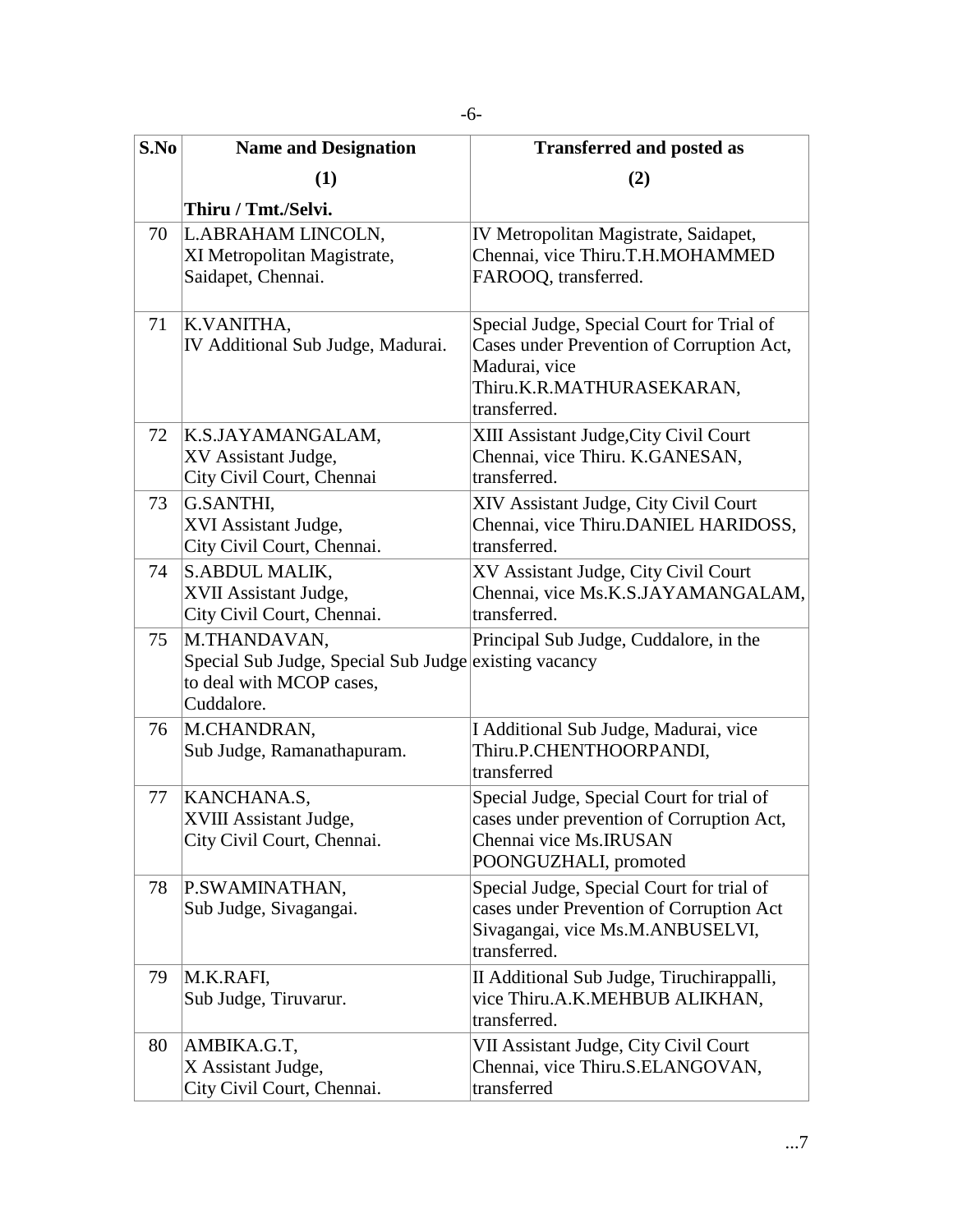| S.No | Name and Designation | Transferred and posted as |
|---|---|---|
| | (1) | (2) |
| | Thiru / Tmt./Selvi. | |
| 70 | L.ABRAHAM LINCOLN, XI Metropolitan Magistrate, Saidapet, Chennai. | IV Metropolitan Magistrate, Saidapet, Chennai, vice Thiru.T.H.MOHAMMED FAROOQ, transferred. |
| 71 | K.VANITHA, IV Additional Sub Judge, Madurai. | Special Judge, Special Court for Trial of Cases under Prevention of Corruption Act, Madurai, vice Thiru.K.R.MATHURASEKARAN, transferred. |
| 72 | K.S.JAYAMANGALAM, XV Assistant Judge, City Civil Court, Chennai | XIII Assistant Judge,City Civil Court Chennai, vice Thiru. K.GANESAN, transferred. |
| 73 | G.SANTHI, XVI Assistant Judge, City Civil Court, Chennai. | XIV Assistant Judge, City Civil Court Chennai, vice Thiru.DANIEL HARIDOSS, transferred. |
| 74 | S.ABDUL MALIK, XVII Assistant Judge, City Civil Court, Chennai. | XV Assistant Judge, City Civil Court Chennai, vice Ms.K.S.JAYAMANGALAM, transferred. |
| 75 | M.THANDAVAN, Special Sub Judge, Special Sub Judge to deal with MCOP cases, Cuddalore. | Principal Sub Judge, Cuddalore, in the existing vacancy |
| 76 | M.CHANDRAN, Sub Judge, Ramanathapuram. | I Additional Sub Judge, Madurai, vice Thiru.P.CHENTHOORPANDI, transferred |
| 77 | KANCHANA.S, XVIII Assistant Judge, City Civil Court, Chennai. | Special Judge, Special Court for trial of cases under prevention of Corruption Act, Chennai vice Ms.IRUSAN POONGUZHALI, promoted |
| 78 | P.SWAMINATHAN, Sub Judge, Sivagangai. | Special Judge, Special Court for trial of cases under Prevention of Corruption Act Sivagangai, vice Ms.M.ANBUSELVI, transferred. |
| 79 | M.K.RAFI, Sub Judge, Tiruvarur. | II Additional Sub Judge, Tiruchirappalli, vice Thiru.A.K.MEHBUB ALIKHAN, transferred. |
| 80 | AMBIKA.G.T, X Assistant Judge, City Civil Court, Chennai. | VII Assistant Judge, City Civil Court Chennai, vice Thiru.S.ELANGOVAN, transferred |

...7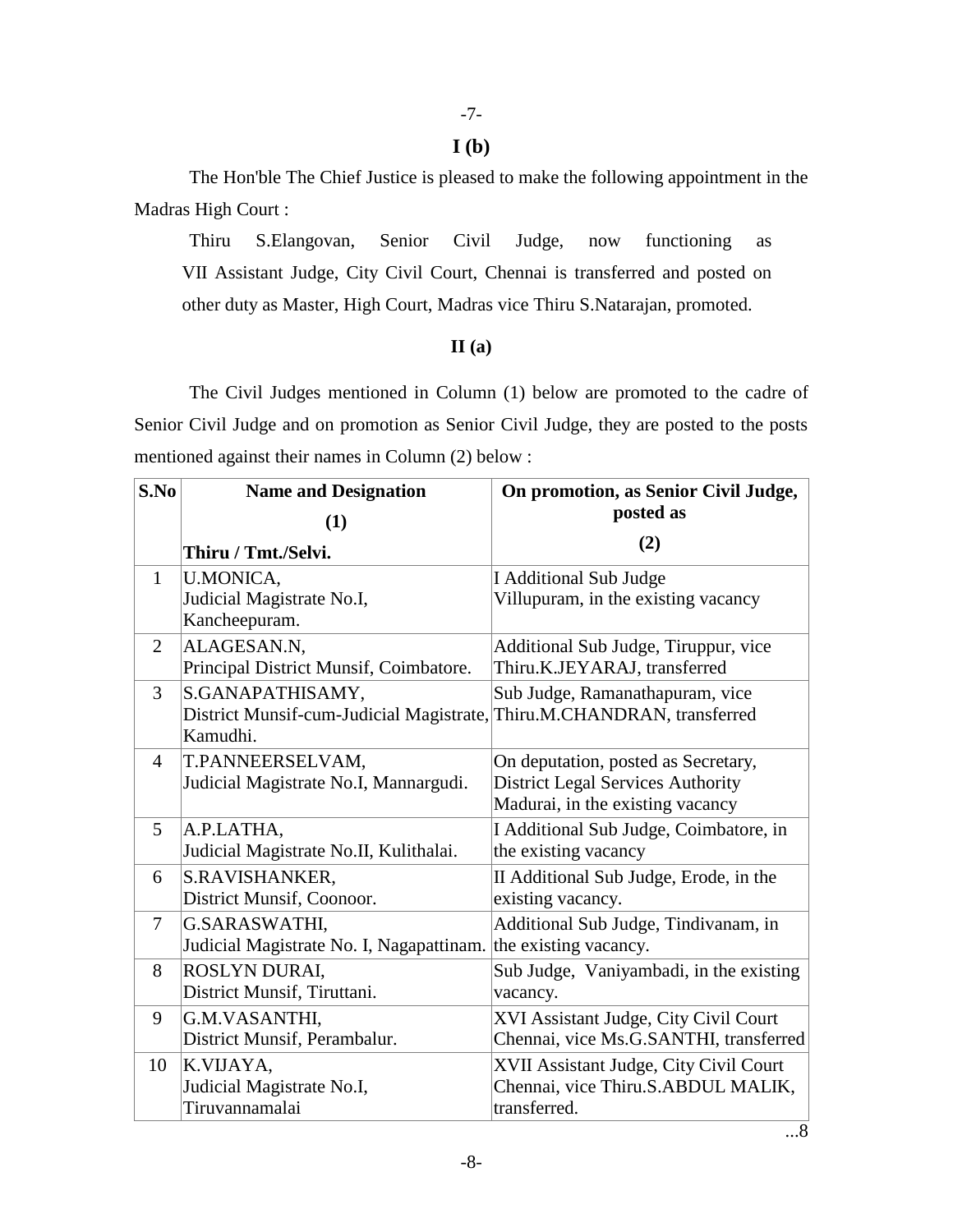**I (b)**

The Hon'ble The Chief Justice is pleased to make the following appointment in the Madras High Court :

Thiru S.Elangovan, Senior Civil Judge, now functioning as VII Assistant Judge, City Civil Court, Chennai is transferred and posted on other duty as Master, High Court, Madras vice Thiru S.Natarajan, promoted.

**II (a)**

The Civil Judges mentioned in Column (1) below are promoted to the cadre of Senior Civil Judge and on promotion as Senior Civil Judge, they are posted to the posts mentioned against their names in Column (2) below :

| S.No | Name and Designation (1) Thiru / Tmt./Selvi. | On promotion, as Senior Civil Judge, posted as (2) |
|---|---|---|
| 1 | U.MONICA, Judicial Magistrate No.I, Kancheepuram. | I Additional Sub Judge Villupuram, in the existing vacancy |
| 2 | ALAGESAN.N, Principal District Munsif, Coimbatore. | Additional Sub Judge, Tiruppur, vice Thiru.K.JEYARAJ, transferred |
| 3 | S.GANAPATHISAMY, District Munsif-cum-Judicial Magistrate, Kamudhi. | Sub Judge, Ramanathapuram, vice Thiru.M.CHANDRAN, transferred |
| 4 | T.PANNEERSELVAM, Judicial Magistrate No.I, Mannargudi. | On deputation, posted as Secretary, District Legal Services Authority Madurai, in the existing vacancy |
| 5 | A.P.LATHA, Judicial Magistrate No.II, Kulithalai. | I Additional Sub Judge, Coimbatore, in the existing vacancy |
| 6 | S.RAVISHANKER, District Munsif, Coonoor. | II Additional Sub Judge, Erode, in the existing vacancy. |
| 7 | G.SARASWATHI, Judicial Magistrate No. I, Nagapattinam. | Additional Sub Judge, Tindivanam, in the existing vacancy. |
| 8 | ROSLYN DURAI, District Munsif, Tiruttani. | Sub Judge, Vaniyambadi, in the existing vacancy. |
| 9 | G.M.VASANTHI, District Munsif, Perambalur. | XVI Assistant Judge, City Civil Court Chennai, vice Ms.G.SANTHI, transferred |
| 10 | K.VIJAYA, Judicial Magistrate No.I, Tiruvannamalai | XVII Assistant Judge, City Civil Court Chennai, vice Thiru.S.ABDUL MALIK, transferred. |

...8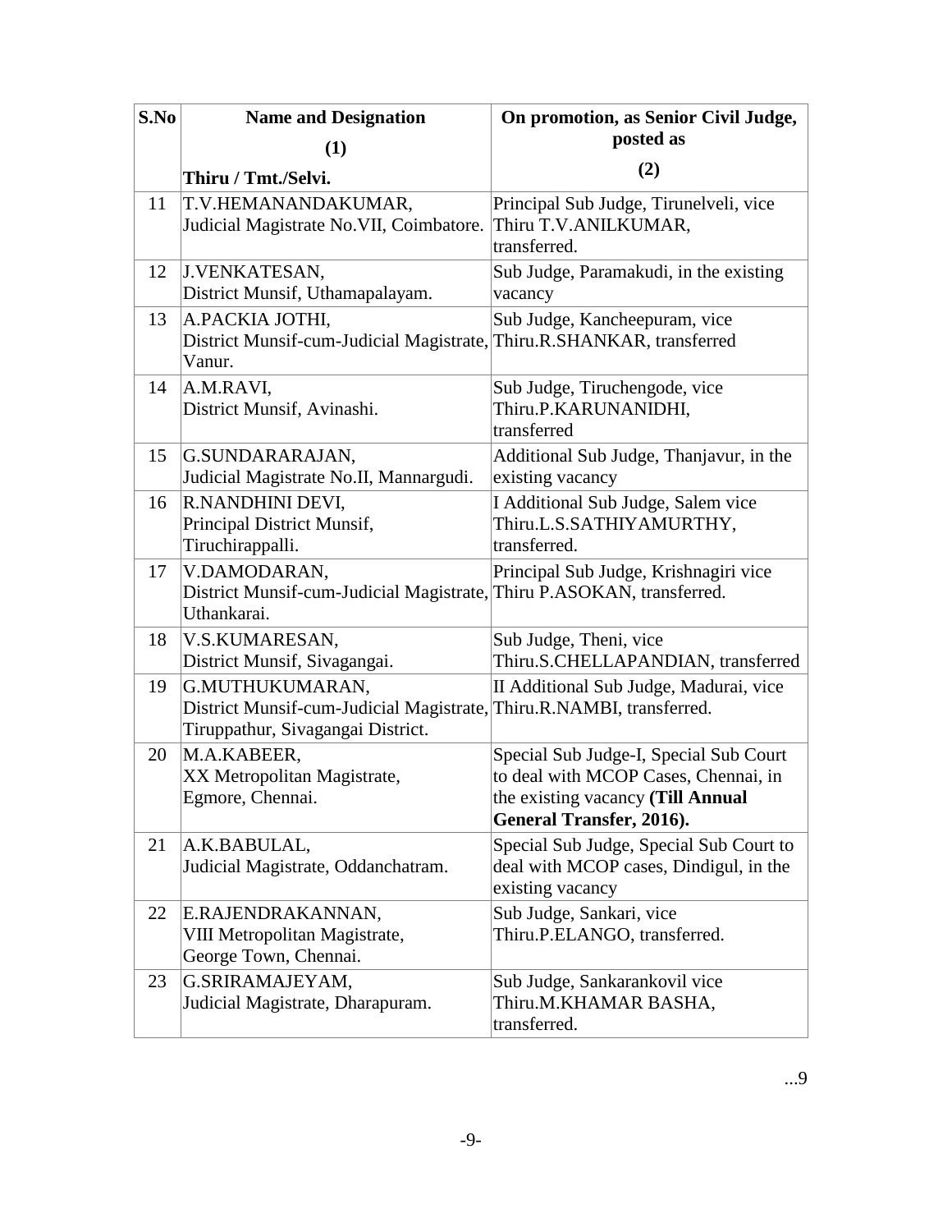| S.No | Name and Designation (1) Thiru / Tmt./Selvi. | On promotion, as Senior Civil Judge, posted as (2) |
|---|---|---|
| 11 | T.V.HEMANANDAKUMAR, Judicial Magistrate No.VII, Coimbatore. | Principal Sub Judge, Tirunelveli, vice Thiru T.V.ANILKUMAR, transferred. |
| 12 | J.VENKATESAN, District Munsif, Uthamapalayam. | Sub Judge, Paramakudi, in the existing vacancy |
| 13 | A.PACKIA JOTHI, District Munsif-cum-Judicial Magistrate, Vanur. | Sub Judge, Kancheepuram, vice Thiru.R.SHANKAR, transferred |
| 14 | A.M.RAVI, District Munsif, Avinashi. | Sub Judge, Tiruchengode, vice Thiru.P.KARUNANIDHI, transferred |
| 15 | G.SUNDARARAJAN, Judicial Magistrate No.II, Mannargudi. | Additional Sub Judge, Thanjavur, in the existing vacancy |
| 16 | R.NANDHINI DEVI, Principal District Munsif, Tiruchirappalli. | I Additional Sub Judge, Salem vice Thiru.L.S.SATHIYAMURTHY, transferred. |
| 17 | V.DAMODARAN, District Munsif-cum-Judicial Magistrate, Uthankarai. | Principal Sub Judge, Krishnagiri vice Thiru P.ASOKAN, transferred. |
| 18 | V.S.KUMARESAN, District Munsif, Sivagangai. | Sub Judge, Theni, vice Thiru.S.CHELLAPANDIAN, transferred |
| 19 | G.MUTHUKUMARAN, District Munsif-cum-Judicial Magistrate, Tiruppathur, Sivagangai District. | II Additional Sub Judge, Madurai, vice Thiru.R.NAMBI, transferred. |
| 20 | M.A.KABEER, XX Metropolitan Magistrate, Egmore, Chennai. | Special Sub Judge-I, Special Sub Court to deal with MCOP Cases, Chennai, in the existing vacancy **(Till Annual General Transfer, 2016).** |
| 21 | A.K.BABULAL, Judicial Magistrate, Oddanchatram. | Special Sub Judge, Special Sub Court to deal with MCOP cases, Dindigul, in the existing vacancy |
| 22 | E.RAJENDRAKANNAN, VIII Metropolitan Magistrate, George Town, Chennai. | Sub Judge, Sankari, vice Thiru.P.ELANGO, transferred. |
| 23 | G.SRIRAMAJEYAM, Judicial Magistrate, Dharapuram. | Sub Judge, Sankarankovil vice Thiru.M.KHAMAR BASHA, transferred. |

...9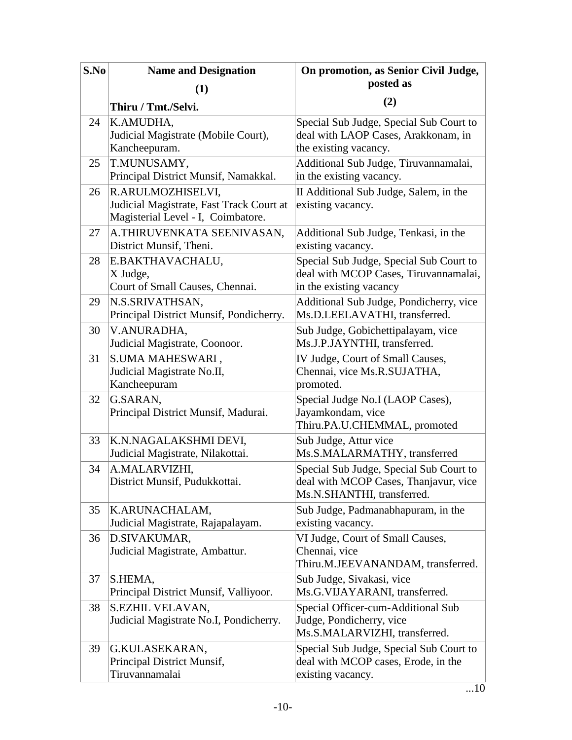| S.No | Name and Designation<br>(1)<br>Thiru / Tmt./Selvi. | On promotion, as Senior Civil Judge, posted as<br>(2) |
|---|---|---|
| 24 | K.AMUDHA,<br>Judicial Magistrate (Mobile Court), Kancheepuram. | Special Sub Judge, Special Sub Court to deal with LAOP Cases, Arakkonam, in the existing vacancy. |
| 25 | T.MUNUSAMY,<br>Principal District Munsif, Namakkal. | Additional Sub Judge, Tiruvannamalai, in the existing vacancy. |
| 26 | R.ARULMOZHISELVI,<br>Judicial Magistrate, Fast Track Court at Magisterial Level - I, Coimbatore. | II Additional Sub Judge, Salem, in the existing vacancy. |
| 27 | A.THIRUVENKATA SEENIVASAN,<br>District Munsif, Theni. | Additional Sub Judge, Tenkasi, in the existing vacancy. |
| 28 | E.BAKTHAVACHALU,<br>X Judge,<br>Court of Small Causes, Chennai. | Special Sub Judge, Special Sub Court to deal with MCOP Cases, Tiruvannamalai, in the existing vacancy |
| 29 | N.S.SRIVATHSAN,<br>Principal District Munsif, Pondicherry. | Additional Sub Judge, Pondicherry, vice Ms.D.LEELAVATHI, transferred. |
| 30 | V.ANURADHA,<br>Judicial Magistrate, Coonoor. | Sub Judge, Gobichettipalayam, vice Ms.J.P.JAYNTHI, transferred. |
| 31 | S.UMA MAHESWARI ,<br>Judicial Magistrate No.II, Kancheepuram | IV Judge, Court of Small Causes, Chennai, vice Ms.R.SUJATHA, promoted. |
| 32 | G.SARAN,<br>Principal District Munsif, Madurai. | Special Judge No.I (LAOP Cases), Jayamkondam, vice Thiru.PA.U.CHEMMAL, promoted |
| 33 | K.N.NAGALAKSHMI DEVI,<br>Judicial Magistrate, Nilakottai. | Sub Judge, Attur vice Ms.S.MALARMATHY, transferred |
| 34 | A.MALARVIZHI,<br>District Munsif, Pudukkottai. | Special Sub Judge, Special Sub Court to deal with MCOP Cases, Thanjavur, vice Ms.N.SHANTHI, transferred. |
| 35 | K.ARUNACHALAM,<br>Judicial Magistrate, Rajapalayam. | Sub Judge, Padmanabhapuram, in the existing vacancy. |
| 36 | D.SIVAKUMAR,<br>Judicial Magistrate, Ambattur. | VI Judge, Court of Small Causes, Chennai, vice Thiru.M.JEEVANANDAM, transferred. |
| 37 | S.HEMA,<br>Principal District Munsif, Valliyoor. | Sub Judge, Sivakasi, vice Ms.G.VIJAYARANI, transferred. |
| 38 | S.EZHIL VELAVAN,<br>Judicial Magistrate No.I, Pondicherry. | Special Officer-cum-Additional Sub Judge, Pondicherry, vice Ms.S.MALARVIZHI, transferred. |
| 39 | G.KULASEKARAN,<br>Principal District Munsif, Tiruvannamalai | Special Sub Judge, Special Sub Court to deal with MCOP cases, Erode, in the existing vacancy. |

...10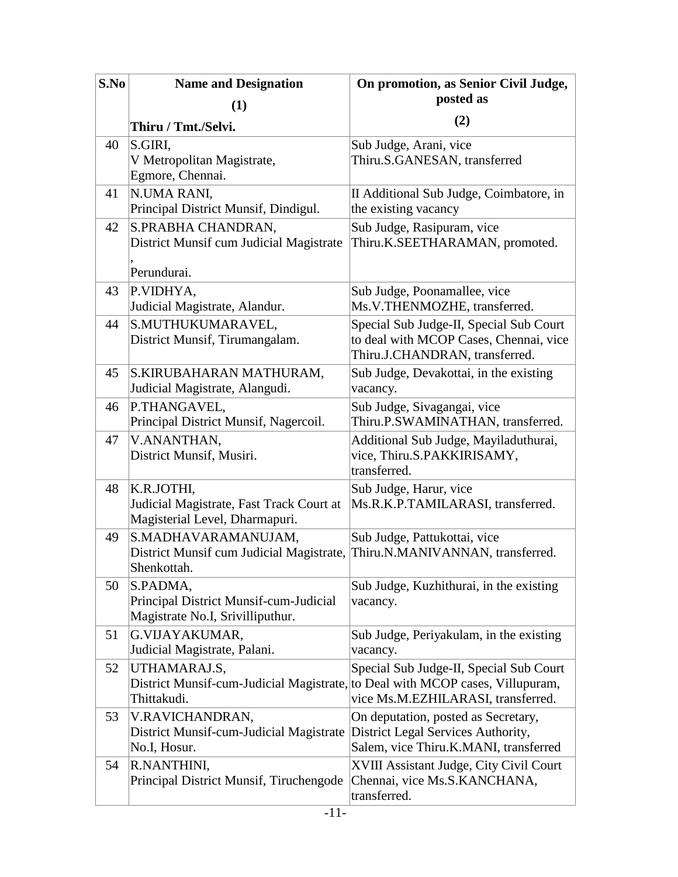| S.No | Name and Designation<br>(1)<br>Thiru / Tmt./Selvi. | On promotion, as Senior Civil Judge, posted as<br>(2) |
|---|---|---|
| 40 | S.GIRI,<br>V Metropolitan Magistrate,<br>Egmore, Chennai. | Sub Judge, Arani, vice Thiru.S.GANESAN, transferred |
| 41 | N.UMA RANI,<br>Principal District Munsif, Dindigul. | II Additional Sub Judge, Coimbatore, in the existing vacancy |
| 42 | S.PRABHA CHANDRAN,<br>District Munsif cum Judicial Magistrate ,<br>Perundurai. | Sub Judge, Rasipuram, vice Thiru.K.SEETHARAMAN, promoted. |
| 43 | P.VIDHYA,<br>Judicial Magistrate, Alandur. | Sub Judge, Poonamallee, vice Ms.V.THENMOZHE, transferred. |
| 44 | S.MUTHUKUMARAVEL,<br>District Munsif, Tirumangalam. | Special Sub Judge-II, Special Sub Court to deal with MCOP Cases, Chennai, vice Thiru.J.CHANDRAN, transferred. |
| 45 | S.KIRUBAHARAN MATHURAM,<br>Judicial Magistrate, Alangudi. | Sub Judge, Devakottai, in the existing vacancy. |
| 46 | P.THANGAVEL,<br>Principal District Munsif, Nagercoil. | Sub Judge, Sivagangai, vice Thiru.P.SWAMINATHAN, transferred. |
| 47 | V.ANANTHAN,<br>District Munsif, Musiri. | Additional Sub Judge, Mayiladuthurai, vice, Thiru.S.PAKKIRISAMY, transferred. |
| 48 | K.R.JOTHI,<br>Judicial Magistrate, Fast Track Court at Magisterial Level, Dharmapuri. | Sub Judge, Harur, vice Ms.R.K.P.TAMILARASI, transferred. |
| 49 | S.MADHAVARAMANUJAM,<br>District Munsif cum Judicial Magistrate, Shenkottah. | Sub Judge, Pattukottai, vice Thiru.N.MANIVANNAN, transferred. |
| 50 | S.PADMA,<br>Principal District Munsif-cum-Judicial Magistrate No.I, Srivilliputhur. | Sub Judge, Kuzhithurai, in the existing vacancy. |
| 51 | G.VIJAYAKUMAR,<br>Judicial Magistrate, Palani. | Sub Judge, Periyakulam, in the existing vacancy. |
| 52 | UTHAMARAJ.S,<br>District Munsif-cum-Judicial Magistrate, Thittakudi. | Special Sub Judge-II, Special Sub Court to Deal with MCOP cases, Villupuram, vice Ms.M.EZHILARASI, transferred. |
| 53 | V.RAVICHANDRAN,<br>District Munsif-cum-Judicial Magistrate No.I, Hosur. | On deputation, posted as Secretary, District Legal Services Authority, Salem, vice Thiru.K.MANI, transferred |
| 54 | R.NANTHINI,<br>Principal District Munsif, Tiruchengode | XVIII Assistant Judge, City Civil Court Chennai, vice Ms.S.KANCHANA, transferred. |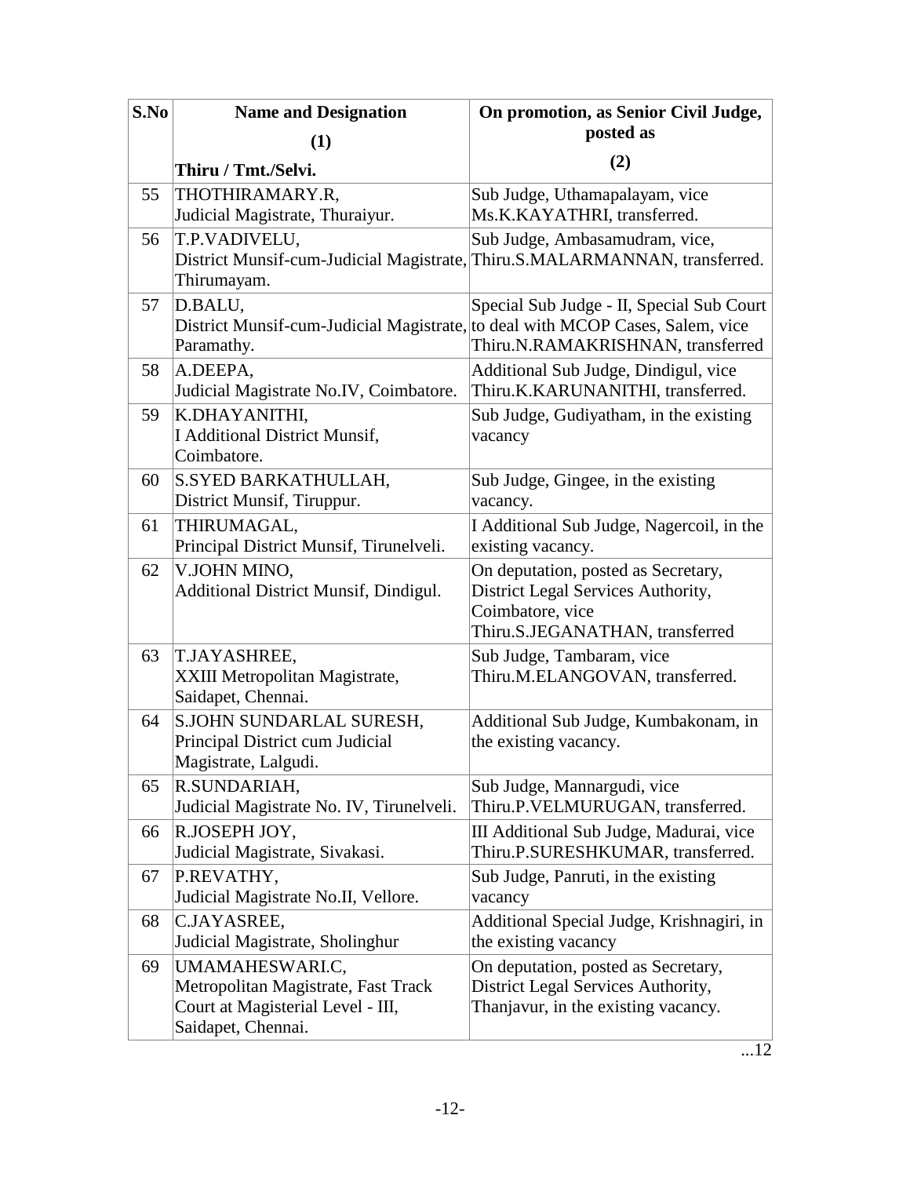| S.No | Name and Designation (1) Thiru / Tmt./Selvi. | On promotion, as Senior Civil Judge, posted as (2) |
|---|---|---|
| 55 | THOTHIRAMARY.R, Judicial Magistrate, Thuraiyur. | Sub Judge, Uthamapalayam, vice Ms.K.KAYATHRI, transferred. |
| 56 | T.P.VADIVELU, District Munsif-cum-Judicial Magistrate, Thirumayam. | Sub Judge, Ambasamudram, vice, Thiru.S.MALARMANNAN, transferred. |
| 57 | D.BALU, District Munsif-cum-Judicial Magistrate, Paramathy. | Special Sub Judge - II, Special Sub Court to deal with MCOP Cases, Salem, vice Thiru.N.RAMAKRISHNAN, transferred |
| 58 | A.DEEPA, Judicial Magistrate No.IV, Coimbatore. | Additional Sub Judge, Dindigul, vice Thiru.K.KARUNANITHI, transferred. |
| 59 | K.DHAYANITHI, I Additional District Munsif, Coimbatore. | Sub Judge, Gudiyatham, in the existing vacancy |
| 60 | S.SYED BARKATHULLAH, District Munsif, Tiruppur. | Sub Judge, Gingee, in the existing vacancy. |
| 61 | THIRUMAGAL, Principal District Munsif, Tirunelveli. | I Additional Sub Judge, Nagercoil, in the existing vacancy. |
| 62 | V.JOHN MINO, Additional District Munsif, Dindigul. | On deputation, posted as Secretary, District Legal Services Authority, Coimbatore, vice Thiru.S.JEGANATHAN, transferred |
| 63 | T.JAYASHREE, XXIII Metropolitan Magistrate, Saidapet, Chennai. | Sub Judge, Tambaram, vice Thiru.M.ELANGOVAN, transferred. |
| 64 | S.JOHN SUNDARLAL SURESH, Principal District cum Judicial Magistrate, Lalgudi. | Additional Sub Judge, Kumbakonam, in the existing vacancy. |
| 65 | R.SUNDARIAH, Judicial Magistrate No. IV, Tirunelveli. | Sub Judge, Mannargudi, vice Thiru.P.VELMURUGAN, transferred. |
| 66 | R.JOSEPH JOY, Judicial Magistrate, Sivakasi. | III Additional Sub Judge, Madurai, vice Thiru.P.SURESHKUMAR, transferred. |
| 67 | P.REVATHY, Judicial Magistrate No.II, Vellore. | Sub Judge, Panruti, in the existing vacancy |
| 68 | C.JAYASREE, Judicial Magistrate, Sholinghur | Additional Special Judge, Krishnagiri, in the existing vacancy |
| 69 | UMAMAHESWARI.C, Metropolitan Magistrate, Fast Track Court at Magisterial Level - III, Saidapet, Chennai. | On deputation, posted as Secretary, District Legal Services Authority, Thanjavur, in the existing vacancy. |

...12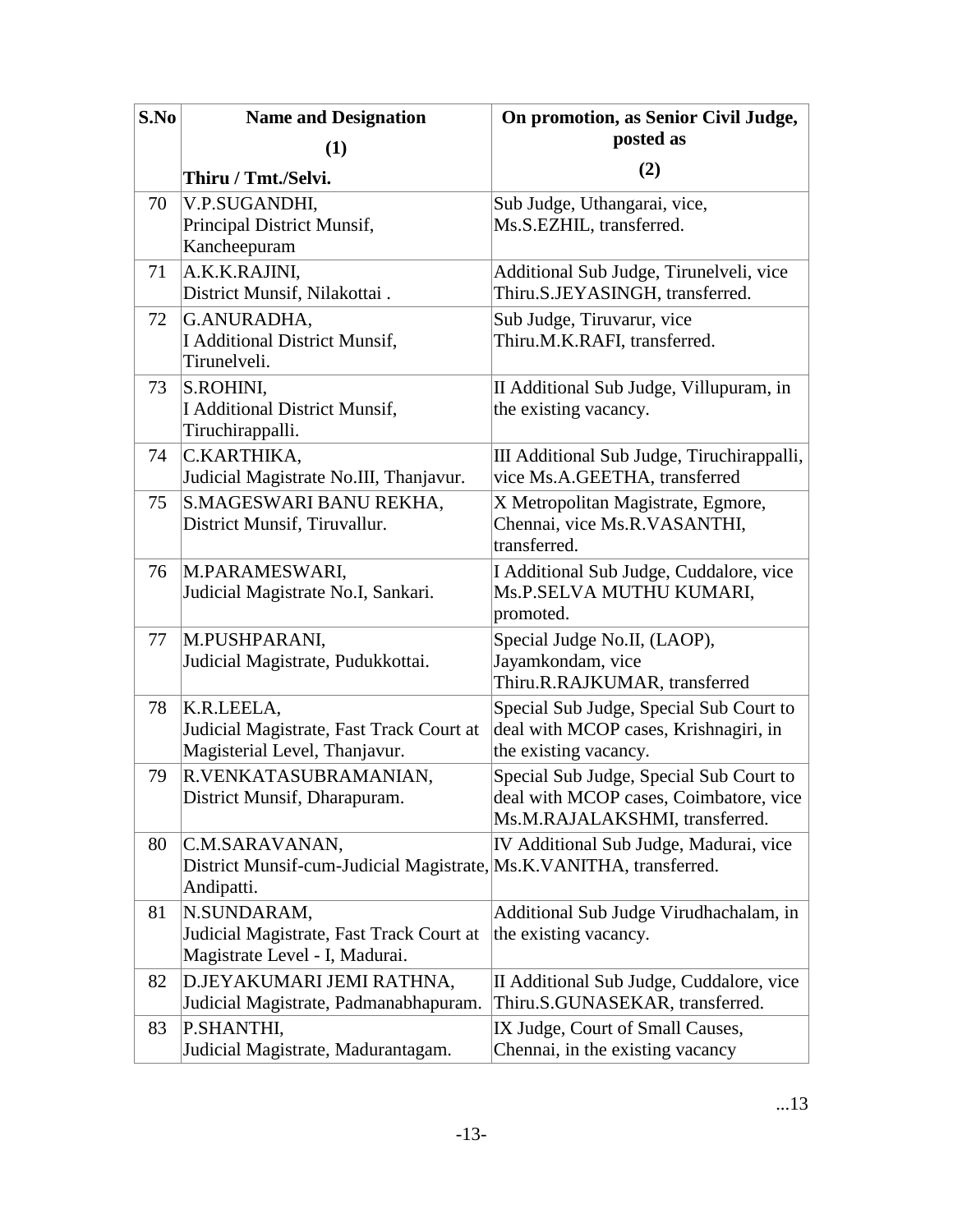| S.No | Name and Designation (1) Thiru / Tmt./Selvi. | On promotion, as Senior Civil Judge, posted as (2) |
|---|---|---|
| 70 | V.P.SUGANDHI, Principal District Munsif, Kancheepuram | Sub Judge, Uthangarai, vice, Ms.S.EZHIL, transferred. |
| 71 | A.K.K.RAJINI, District Munsif, Nilakottai . | Additional Sub Judge, Tirunelveli, vice Thiru.S.JEYASINGH, transferred. |
| 72 | G.ANURADHA, I Additional District Munsif, Tirunelveli. | Sub Judge, Tiruvarur, vice Thiru.M.K.RAFI, transferred. |
| 73 | S.ROHINI, I Additional District Munsif, Tiruchirappalli. | II Additional Sub Judge, Villupuram, in the existing vacancy. |
| 74 | C.KARTHIKA, Judicial Magistrate No.III, Thanjavur. | III Additional Sub Judge, Tiruchirappalli, vice Ms.A.GEETHA, transferred |
| 75 | S.MAGESWARI BANU REKHA, District Munsif, Tiruvallur. | X Metropolitan Magistrate, Egmore, Chennai, vice Ms.R.VASANTHI, transferred. |
| 76 | M.PARAMESWARI, Judicial Magistrate No.I, Sankari. | I Additional Sub Judge, Cuddalore, vice Ms.P.SELVA MUTHU KUMARI, promoted. |
| 77 | M.PUSHPARANI, Judicial Magistrate, Pudukkottai. | Special Judge No.II, (LAOP), Jayamkondam, vice Thiru.R.RAJKUMAR, transferred |
| 78 | K.R.LEELA, Judicial Magistrate, Fast Track Court at Magisterial Level, Thanjavur. | Special Sub Judge, Special Sub Court to deal with MCOP cases, Krishnagiri, in the existing vacancy. |
| 79 | R.VENKATASUBRAMANIAN, District Munsif, Dharapuram. | Special Sub Judge, Special Sub Court to deal with MCOP cases, Coimbatore, vice Ms.M.RAJALAKSHMI, transferred. |
| 80 | C.M.SARAVANAN, District Munsif-cum-Judicial Magistrate, Andipatti. | IV Additional Sub Judge, Madurai, vice Ms.K.VANITHA, transferred. |
| 81 | N.SUNDARAM, Judicial Magistrate, Fast Track Court at Magistrate Level - I, Madurai. | Additional Sub Judge Virudhachalam, in the existing vacancy. |
| 82 | D.JEYAKUMARI JEMI RATHNA, Judicial Magistrate, Padmanabhapuram. | II Additional Sub Judge, Cuddalore, vice Thiru.S.GUNASEKAR, transferred. |
| 83 | P.SHANTHI, Judicial Magistrate, Madurantagam. | IX Judge, Court of Small Causes, Chennai, in the existing vacancy |

...13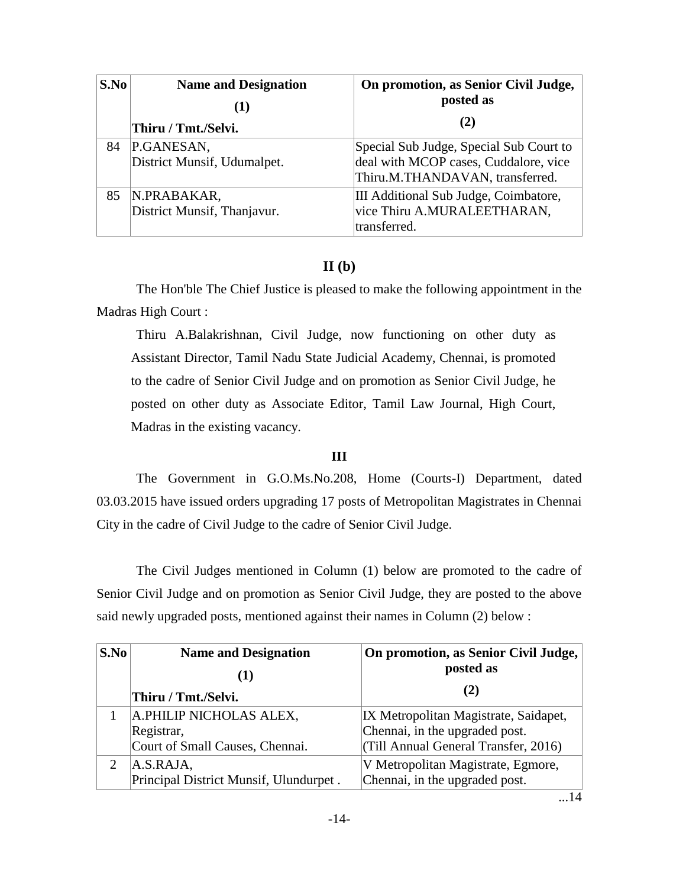| S.No | Name and Designation (1) Thiru / Tmt./Selvi. | On promotion, as Senior Civil Judge, posted as (2) |
|---|---|---|
| 84 | P.GANESAN, District Munsif, Udumalpet. | Special Sub Judge, Special Sub Court to deal with MCOP cases, Cuddalore, vice Thiru.M.THANDAVAN, transferred. |
| 85 | N.PRABAKAR, District Munsif, Thanjavur. | III Additional Sub Judge, Coimbatore, vice Thiru A.MURALEETHARAN, transferred. |

## II (b)

The Hon'ble The Chief Justice is pleased to make the following appointment in the Madras High Court :

Thiru A.Balakrishnan, Civil Judge, now functioning on other duty as Assistant Director, Tamil Nadu State Judicial Academy, Chennai, is promoted to the cadre of Senior Civil Judge and on promotion as Senior Civil Judge, he posted on other duty as Associate Editor, Tamil Law Journal, High Court, Madras in the existing vacancy.

## III

The Government in G.O.Ms.No.208, Home (Courts-I) Department, dated 03.03.2015 have issued orders upgrading 17 posts of Metropolitan Magistrates in Chennai City in the cadre of Civil Judge to the cadre of Senior Civil Judge.

The Civil Judges mentioned in Column (1) below are promoted to the cadre of Senior Civil Judge and on promotion as Senior Civil Judge, they are posted to the above said newly upgraded posts, mentioned against their names in Column (2) below :

| S.No | Name and Designation (1) Thiru / Tmt./Selvi. | On promotion, as Senior Civil Judge, posted as (2) |
|---|---|---|
| 1 | A.PHILIP NICHOLAS ALEX, Registrar, Court of Small Causes, Chennai. | IX Metropolitan Magistrate, Saidapet, Chennai, in the upgraded post. (Till Annual General Transfer, 2016) |
| 2 | A.S.RAJA, Principal District Munsif, Ulundurpet . | V Metropolitan Magistrate, Egmore, Chennai, in the upgraded post. |

...14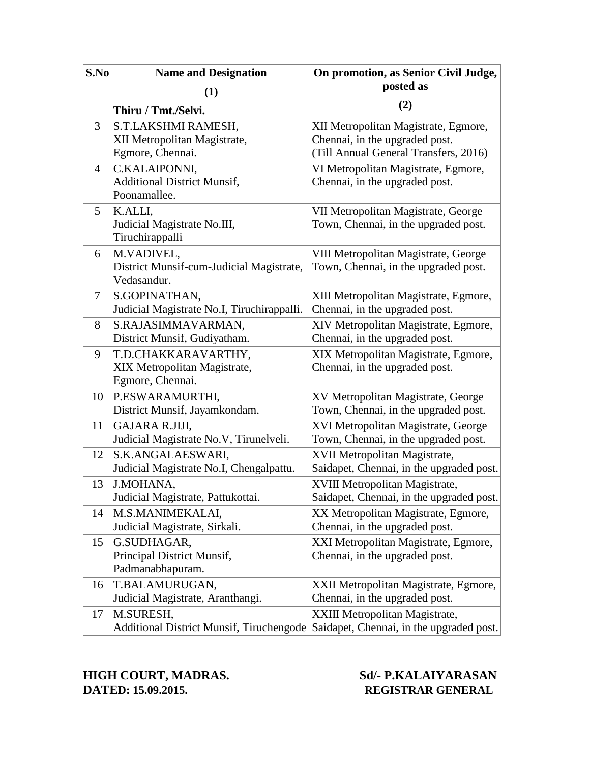| S.No | Name and Designation (1) Thiru / Tmt./Selvi. | On promotion, as Senior Civil Judge, posted as (2) |
|---|---|---|
| 3 | S.T.LAKSHMI RAMESH, XII Metropolitan Magistrate, Egmore, Chennai. | XII Metropolitan Magistrate, Egmore, Chennai, in the upgraded post. (Till Annual General Transfers, 2016) |
| 4 | C.KALAIPONNI, Additional District Munsif, Poonamallee. | VI Metropolitan Magistrate, Egmore, Chennai, in the upgraded post. |
| 5 | K.ALLI, Judicial Magistrate No.III, Tiruchirappalli | VII Metropolitan Magistrate, George Town, Chennai, in the upgraded post. |
| 6 | M.VADIVEL, District Munsif-cum-Judicial Magistrate, Vedasandur. | VIII Metropolitan Magistrate, George Town, Chennai, in the upgraded post. |
| 7 | S.GOPINATHAN, Judicial Magistrate No.I, Tiruchirappalli. | XIII Metropolitan Magistrate, Egmore, Chennai, in the upgraded post. |
| 8 | S.RAJASIMMAVARMAN, District Munsif, Gudiyatham. | XIV Metropolitan Magistrate, Egmore, Chennai, in the upgraded post. |
| 9 | T.D.CHAKKARAVARTHY, XIX Metropolitan Magistrate, Egmore, Chennai. | XIX Metropolitan Magistrate, Egmore, Chennai, in the upgraded post. |
| 10 | P.ESWARAMURTHI, District Munsif, Jayamkondam. | XV Metropolitan Magistrate, George Town, Chennai, in the upgraded post. |
| 11 | GAJARA R.JIJI, Judicial Magistrate No.V, Tirunelveli. | XVI Metropolitan Magistrate, George Town, Chennai, in the upgraded post. |
| 12 | S.K.ANGALAESWARI, Judicial Magistrate No.I, Chengalpattu. | XVII Metropolitan Magistrate, Saidapet, Chennai, in the upgraded post. |
| 13 | J.MOHANA, Judicial Magistrate, Pattukottai. | XVIII Metropolitan Magistrate, Saidapet, Chennai, in the upgraded post. |
| 14 | M.S.MANIMEKALAI, Judicial Magistrate, Sirkali. | XX Metropolitan Magistrate, Egmore, Chennai, in the upgraded post. |
| 15 | G.SUDHAGAR, Principal District Munsif, Padmanabhapuram. | XXI Metropolitan Magistrate, Egmore, Chennai, in the upgraded post. |
| 16 | T.BALAMURUGAN, Judicial Magistrate, Aranthangi. | XXII Metropolitan Magistrate, Egmore, Chennai, in the upgraded post. |
| 17 | M.SURESH, Additional District Munsif, Tiruchengode | XXIII Metropolitan Magistrate, Saidapet, Chennai, in the upgraded post. |

**HIGH COURT, MADRAS.**
**DATED: 15.09.2015.**

**Sd/- P.KALAIYARASAN**
**REGISTRAR GENERAL**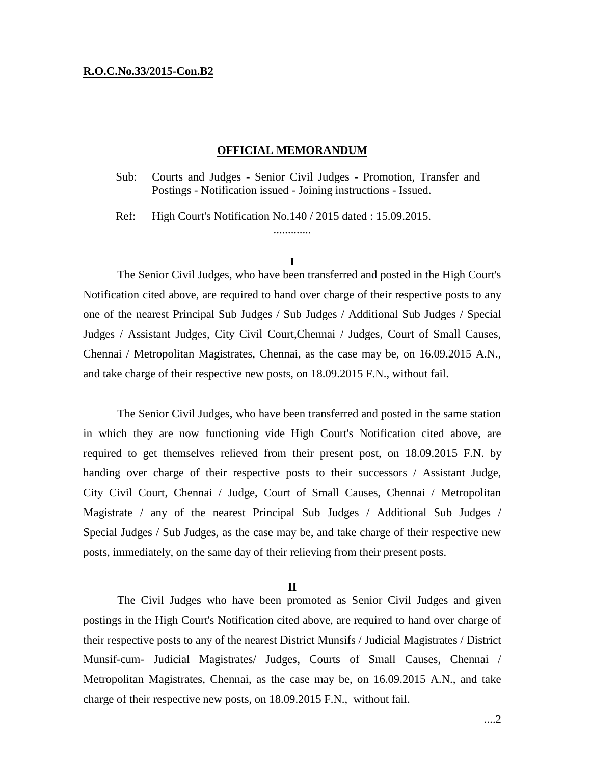**R.O.C.No.33/2015-Con.B2**

## OFFICIAL MEMORANDUM

Sub: Courts and Judges - Senior Civil Judges - Promotion, Transfer and Postings - Notification issued - Joining instructions - Issued.

Ref: High Court's Notification No.140 / 2015 dated : 15.09.2015.

.............

**I**

The Senior Civil Judges, who have been transferred and posted in the High Court's Notification cited above, are required to hand over charge of their respective posts to any one of the nearest Principal Sub Judges / Sub Judges / Additional Sub Judges / Special Judges / Assistant Judges, City Civil Court,Chennai / Judges, Court of Small Causes, Chennai / Metropolitan Magistrates, Chennai, as the case may be, on 16.09.2015 A.N., and take charge of their respective new posts, on 18.09.2015 F.N., without fail.

The Senior Civil Judges, who have been transferred and posted in the same station in which they are now functioning vide High Court's Notification cited above, are required to get themselves relieved from their present post, on 18.09.2015 F.N. by handing over charge of their respective posts to their successors / Assistant Judge, City Civil Court, Chennai / Judge, Court of Small Causes, Chennai / Metropolitan Magistrate / any of the nearest Principal Sub Judges / Additional Sub Judges / Special Judges / Sub Judges, as the case may be, and take charge of their respective new posts, immediately, on the same day of their relieving from their present posts.

**II**

The Civil Judges who have been promoted as Senior Civil Judges and given postings in the High Court's Notification cited above, are required to hand over charge of their respective posts to any of the nearest District Munsifs / Judicial Magistrates / District Munsif-cum- Judicial Magistrates/ Judges, Courts of Small Causes, Chennai / Metropolitan Magistrates, Chennai, as the case may be, on 16.09.2015 A.N., and take charge of their respective new posts, on 18.09.2015 F.N., without fail.

....2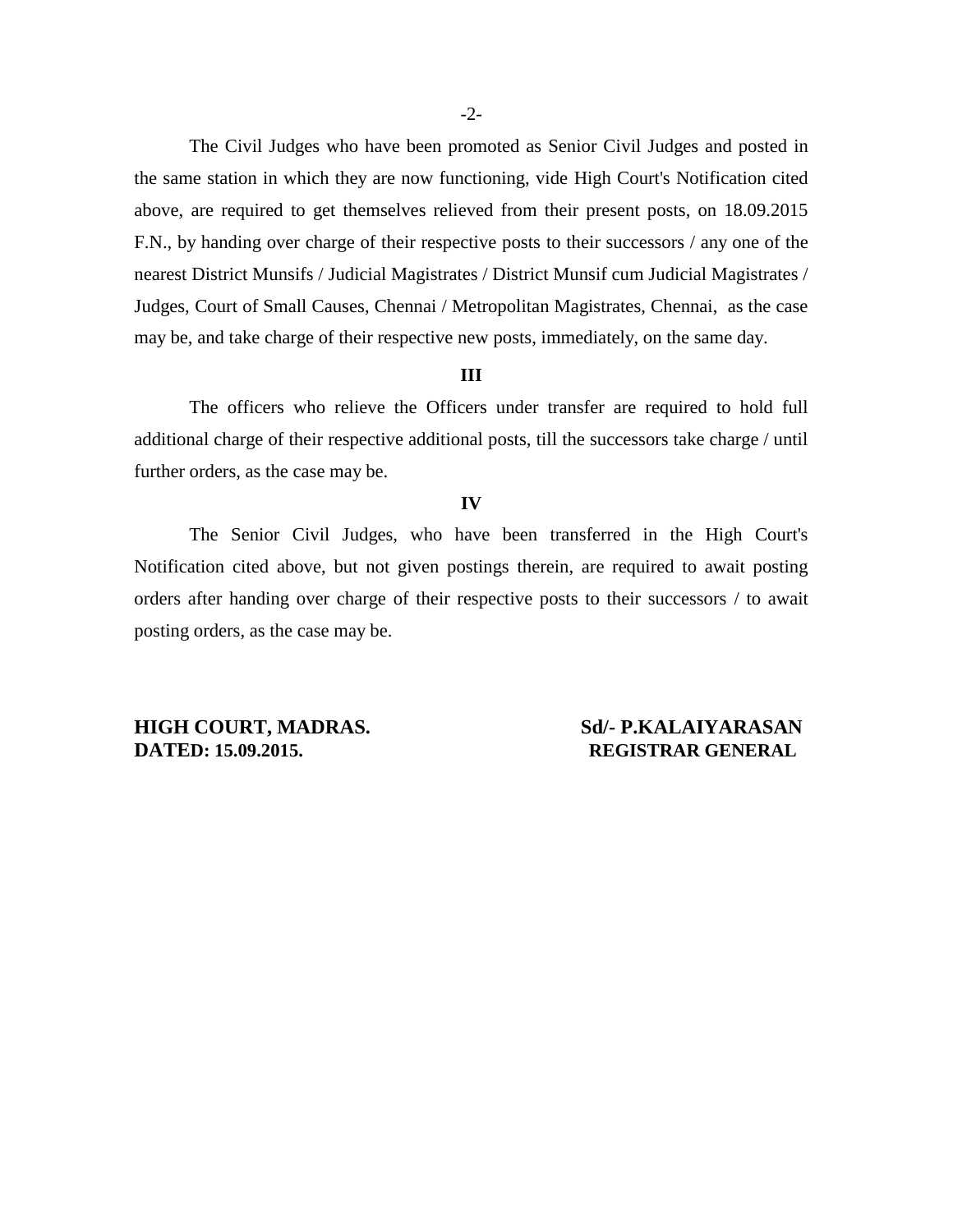The Civil Judges who have been promoted as Senior Civil Judges and posted in the same station in which they are now functioning, vide High Court's Notification cited above, are required to get themselves relieved from their present posts, on 18.09.2015 F.N., by handing over charge of their respective posts to their successors / any one of the nearest District Munsifs / Judicial Magistrates / District Munsif cum Judicial Magistrates / Judges, Court of Small Causes, Chennai / Metropolitan Magistrates, Chennai, as the case may be, and take charge of their respective new posts, immediately, on the same day.

**III**

The officers who relieve the Officers under transfer are required to hold full additional charge of their respective additional posts, till the successors take charge / until further orders, as the case may be.

**IV**

The Senior Civil Judges, who have been transferred in the High Court's Notification cited above, but not given postings therein, are required to await posting orders after handing over charge of their respective posts to their successors / to await posting orders, as the case may be.

**HIGH COURT, MADRAS.**
**DATED: 15.09.2015.**

**Sd/- P.KALAIYARASAN**
**REGISTRAR GENERAL**